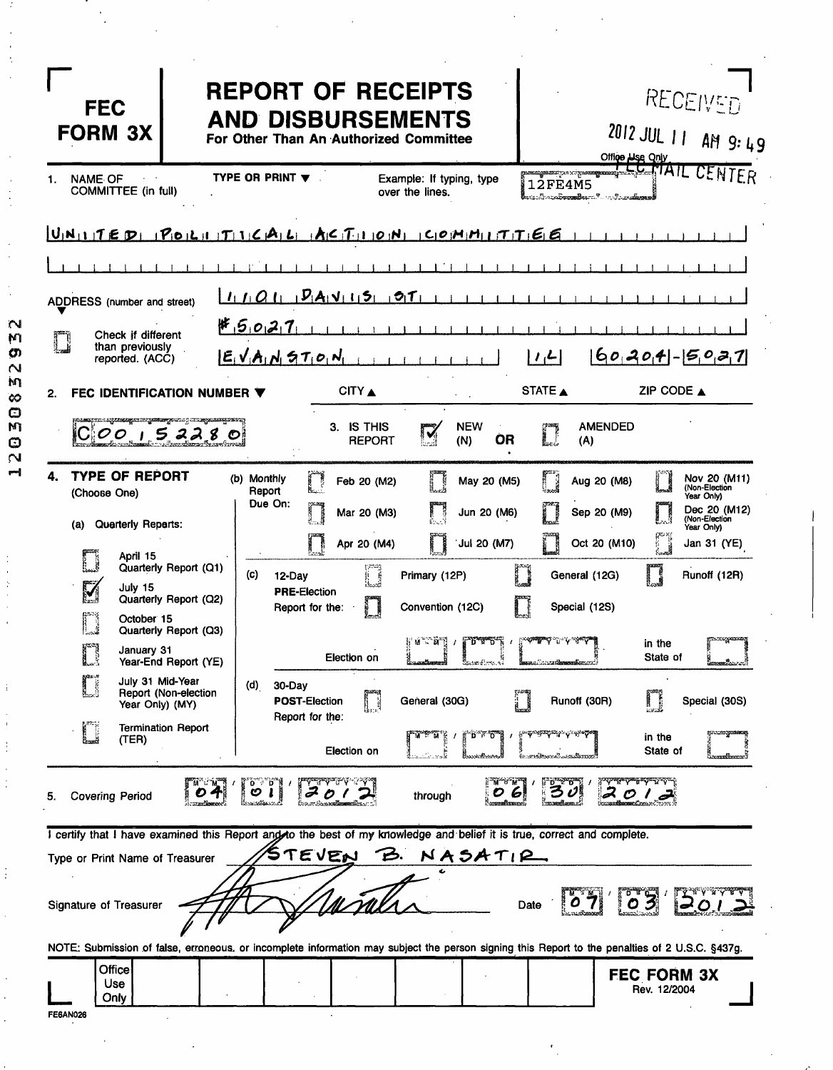# FEC FORM 3X

## REPORT OF RECEIPTS AND DISBURSEMENTS

**For Other Than An Authorized Committee**

RECEIVED
2012 JUL 11 AM 9:49
FEC MAIL CENTER

Office Use Only

12FE4M5

1. NAME OF COMMITTEE (in full) — TYPE OR PRINT ▼ — Example: If typing, type over the lines.

UNITED POLITICAL ACTION COMMITTEE

ADDRESS (number and street) ▼

1101 DAVIS ST
#5027

☐ Check if different than previously reported. (ACC)

EVANSTON | IL | 60204-5027

CITY ▲ STATE ▲ ZIP CODE ▲

2. FEC IDENTIFICATION NUMBER ▼

C00152280

3. IS THIS REPORT ☑ NEW (N) OR ☐ AMENDED (A)

4. TYPE OF REPORT (Choose One)

(a) Quarterly Reports:

- ☐ April 15 Quarterly Report (Q1)
- ☑ July 15 Quarterly Report (Q2)
- ☐ October 15 Quarterly Report (Q3)
- ☐ January 31 Year-End Report (YE)
- ☐ July 31 Mid-Year Report (Non-election Year Only) (MY)
- ☐ Termination Report (TER)

(b) Monthly Report Due On:

| | | | |
|---|---|---|---|
| ☐ Feb 20 (M2) | ☐ May 20 (M5) | ☐ Aug 20 (M8) | ☐ Nov 20 (M11) (Non-Election Year Only) |
| ☐ Mar 20 (M3) | ☐ Jun 20 (M6) | ☐ Sep 20 (M9) | ☐ Dec 20 (M12) (Non-Election Year Only) |
| ☐ Apr 20 (M4) | ☐ Jul 20 (M7) | ☐ Oct 20 (M10) | ☐ Jan 31 (YE) |

(c) 12-Day PRE-Election Report for the: ☐ Primary (12P) ☐ General (12G) ☐ Runoff (12R) ☐ Convention (12C) ☐ Special (12S)

Election on MM / DD / YYYY in the State of ____

(d) 30-Day POST-Election Report for the: ☐ General (30G) ☐ Runoff (30R) ☐ Special (30S)

Election on MM / DD / YYYY in the State of ____

5. Covering Period 04 / 01 / 2012 through 06 / 30 / 2012

I certify that I have examined this Report and to the best of my knowledge and belief it is true, correct and complete.

Type or Print Name of Treasurer: STEVEN B. NASATIR

Signature of Treasurer: [signature] Date 07 / 03 / 2012

NOTE: Submission of false, erroneous, or incomplete information may subject the person signing this Report to the penalties of 2 U.S.C. §437g.

Office Use Only

FEC FORM 3X Rev. 12/2004

FE6AN026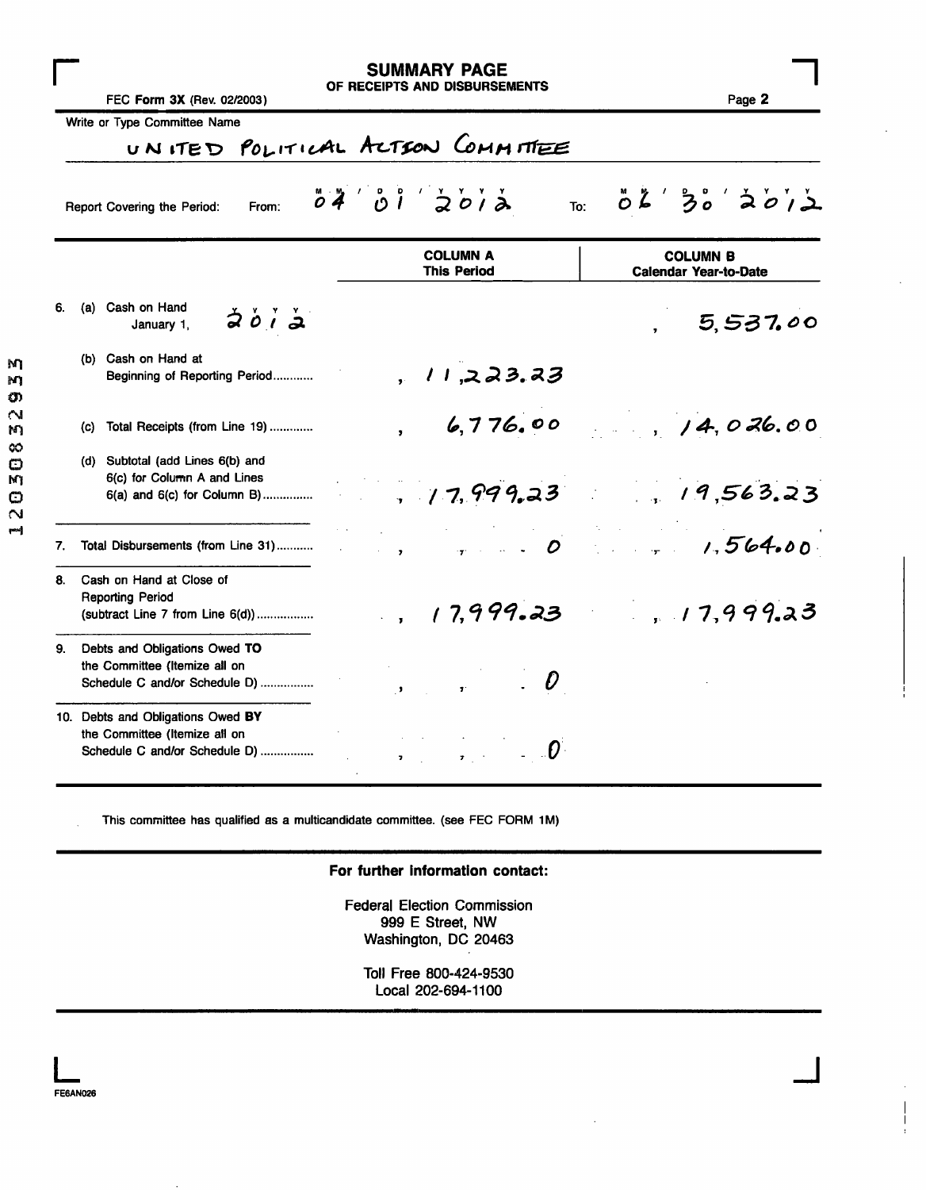# SUMMARY PAGE
## OF RECEIPTS AND DISBURSEMENTS

FEC **Form 3X** (Rev. 02/2003)

Write or Type Committee Name

UNITED POLITICAL ACTION COMMITTEE

Report Covering the Period: From: 04 / 01 / 2012 To: 06 / 30 / 2012

| | COLUMN A This Period | COLUMN B Calendar Year-to-Date |
|---|---|---|
| 6. (a) Cash on Hand January 1, 2012 | | 5,537.00 |
| (b) Cash on Hand at Beginning of Reporting Period | 11,223.23 | |
| (c) Total Receipts (from Line 19) | 6,776.00 | 14,026.00 |
| (d) Subtotal (add Lines 6(b) and 6(c) for Column A and Lines 6(a) and 6(c) for Column B) | 17,999.23 | 19,563.23 |
| 7. Total Disbursements (from Line 31) | 0 | 1,564.00 |
| 8. Cash on Hand at Close of Reporting Period (subtract Line 7 from Line 6(d)) | 17,999.23 | 17,999.23 |
| 9. Debts and Obligations Owed **TO** the Committee (Itemize all on Schedule C and/or Schedule D) | 0 | |
| 10. Debts and Obligations Owed **BY** the Committee (Itemize all on Schedule C and/or Schedule D) | 0 | |

This committee has qualified as a multicandidate committee. (see FEC FORM 1M)

**For further information contact:**

Federal Election Commission
999 E Street, NW
Washington, DC 20463

Toll Free 800-424-9530
Local 202-694-1100

FE6AN026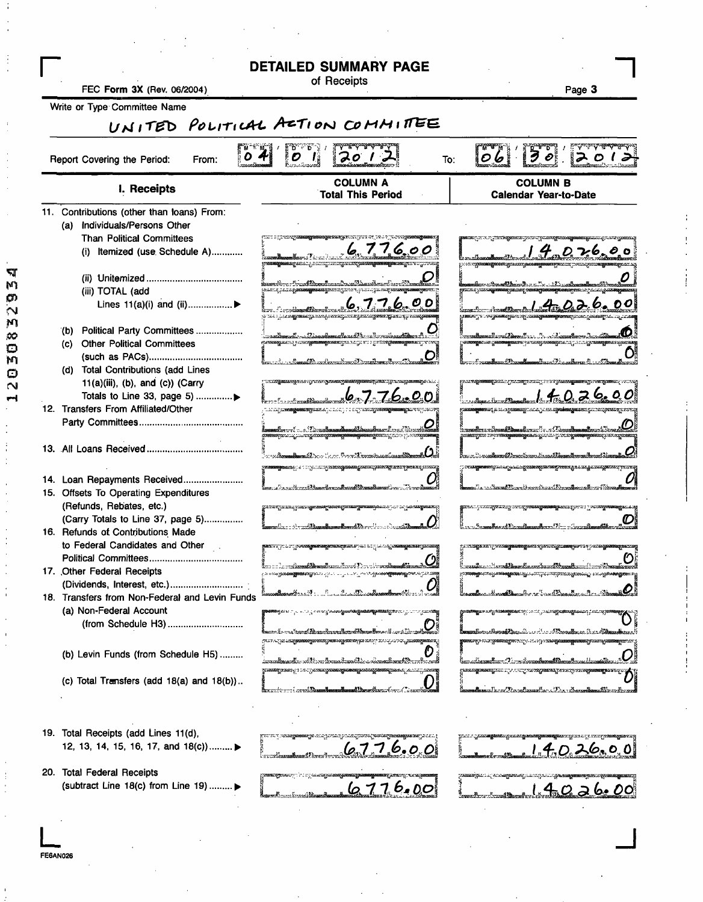# DETAILED SUMMARY PAGE

of Receipts

FEC **Form 3X** (Rev. 06/2004)

Write or Type Committee Name

UNITED POLITICAL ACTION COMMITTEE

Report Covering the Period: From: 04 / 01 / 2012 To: 06 / 30 / 2012

| I. Receipts | COLUMN A Total This Period | COLUMN B Calendar Year-to-Date |
|---|---|---|
| 11. Contributions (other than loans) From: | | |
| (a) Individuals/Persons Other Than Political Committees | | |
| (i) Itemized (use Schedule A) | 6,776.00 | 14,026.00 |
| (ii) Unitemized | 0 | 0 |
| (iii) TOTAL (add Lines 11(a)(i) and (ii)) ▶ | 6,776.00 | 14,026.00 |
| (b) Political Party Committees | 0 | 0 |
| (c) Other Political Committees (such as PACs) | 0 | 0 |
| (d) Total Contributions (add Lines 11(a)(iii), (b), and (c)) (Carry Totals to Line 33, page 5) ▶ | 6,776.00 | 14,026.00 |
| 12. Transfers From Affiliated/Other Party Committees | 0 | 0 |
| 13. All Loans Received | 0 | 0 |
| 14. Loan Repayments Received | 0 | 0 |
| 15. Offsets To Operating Expenditures (Refunds, Rebates, etc.) (Carry Totals to Line 37, page 5) | 0 | 0 |
| 16. Refunds of Contributions Made to Federal Candidates and Other Political Committees | 0 | 0 |
| 17. Other Federal Receipts (Dividends, Interest, etc.) | 0 | 0 |
| 18. Transfers from Non-Federal and Levin Funds | | |
| (a) Non-Federal Account (from Schedule H3) | 0 | 0 |
| (b) Levin Funds (from Schedule H5) | 0 | 0 |
| (c) Total Transfers (add 18(a) and 18(b)) | 0 | 0 |
| 19. Total Receipts (add Lines 11(d), 12, 13, 14, 15, 16, 17, and 18(c)) ▶ | 6776.00 | 14026.00 |
| 20. Total Federal Receipts (subtract Line 18(c) from Line 19) ▶ | 6776.00 | 14026.00 |

FE6AN026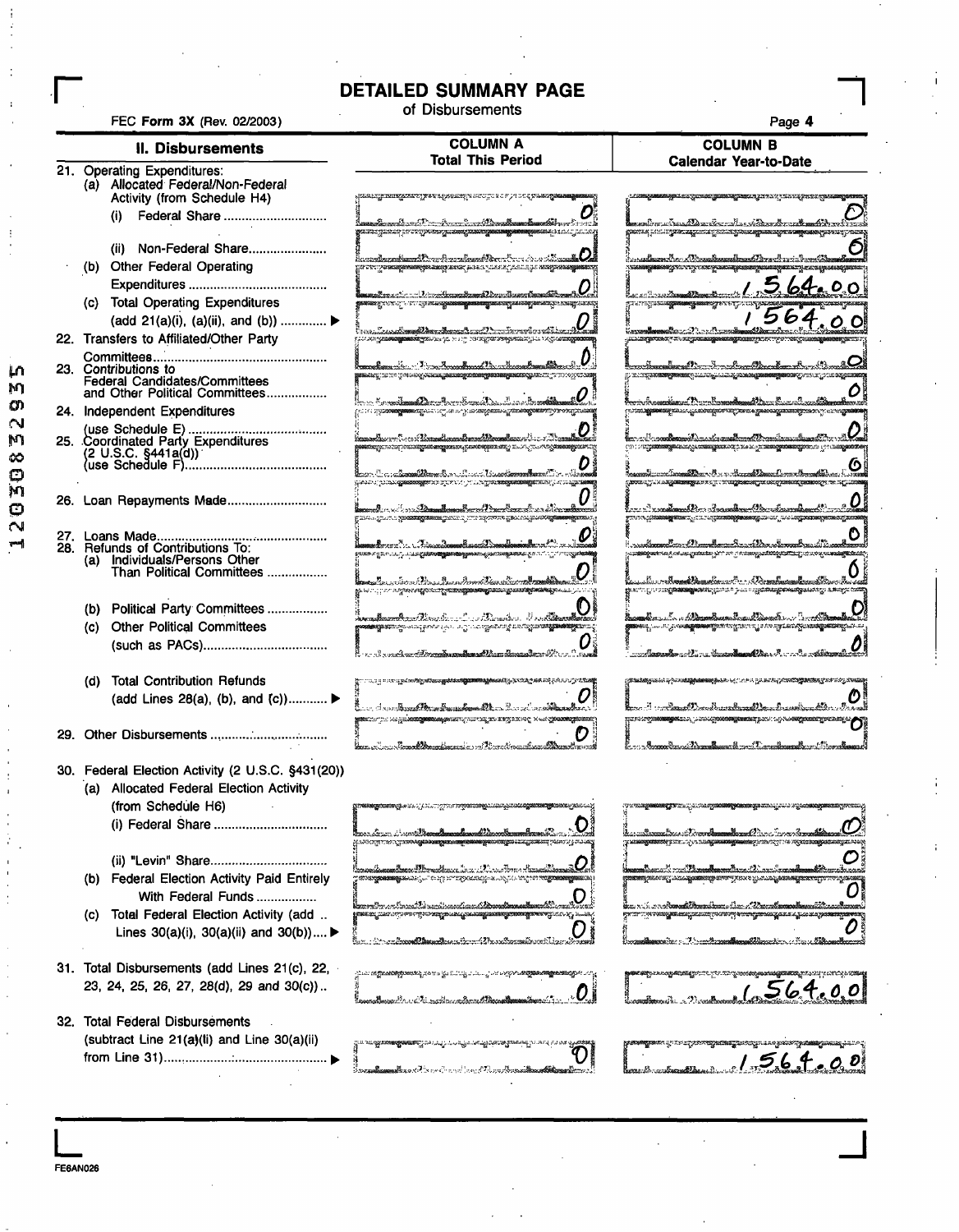# DETAILED SUMMARY PAGE

of Disbursements

FEC **Form 3X** (Rev. 02/2003)

| II. Disbursements | COLUMN A Total This Period | COLUMN B Calendar Year-to-Date |
|---|---|---|
| 21. Operating Expenditures: | | |
| (a) Allocated Federal/Non-Federal Activity (from Schedule H4) | | |
| (i) Federal Share | 0 | 0 |
| (ii) Non-Federal Share | 0 | 0 |
| (b) Other Federal Operating Expenditures | 0 | 1,564.00 |
| (c) Total Operating Expenditures (add 21(a)(i), (a)(ii), and (b)) ▶ | 0 | 1564.00 |
| 22. Transfers to Affiliated/Other Party Committees | 0 | 0 |
| 23. Contributions to Federal Candidates/Committees and Other Political Committees | 0 | 0 |
| 24. Independent Expenditures (use Schedule E) | 0 | 0 |
| 25. Coordinated Party Expenditures (2 U.S.C. §441a(d)) (use Schedule F) | 0 | 0 |
| 26. Loan Repayments Made | 0 | 0 |
| 27. Loans Made | 0 | 0 |
| 28. Refunds of Contributions To: | | |
| (a) Individuals/Persons Other Than Political Committees | 0 | 0 |
| (b) Political Party Committees | 0 | 0 |
| (c) Other Political Committees (such as PACs) | 0 | 0 |
| (d) Total Contribution Refunds (add Lines 28(a), (b), and (c)) ▶ | 0 | 0 |
| 29. Other Disbursements | 0 | 0 |
| 30. Federal Election Activity (2 U.S.C. §431(20)) | | |
| (a) Allocated Federal Election Activity (from Schedule H6) | | |
| (i) Federal Share | 0 | 0 |
| (ii) "Levin" Share | 0 | 0 |
| (b) Federal Election Activity Paid Entirely With Federal Funds | 0 | 0 |
| (c) Total Federal Election Activity (add Lines 30(a)(i), 30(a)(ii) and 30(b)) ▶ | 0 | 0 |
| 31. Total Disbursements (add Lines 21(c), 22, 23, 24, 25, 26, 27, 28(d), 29 and 30(c)) | 0 | 1,564.00 |
| 32. Total Federal Disbursements (subtract Line 21(a)(ii) and Line 30(a)(ii) from Line 31) ▶ | 0 | 1,564.00 |

FE6AN026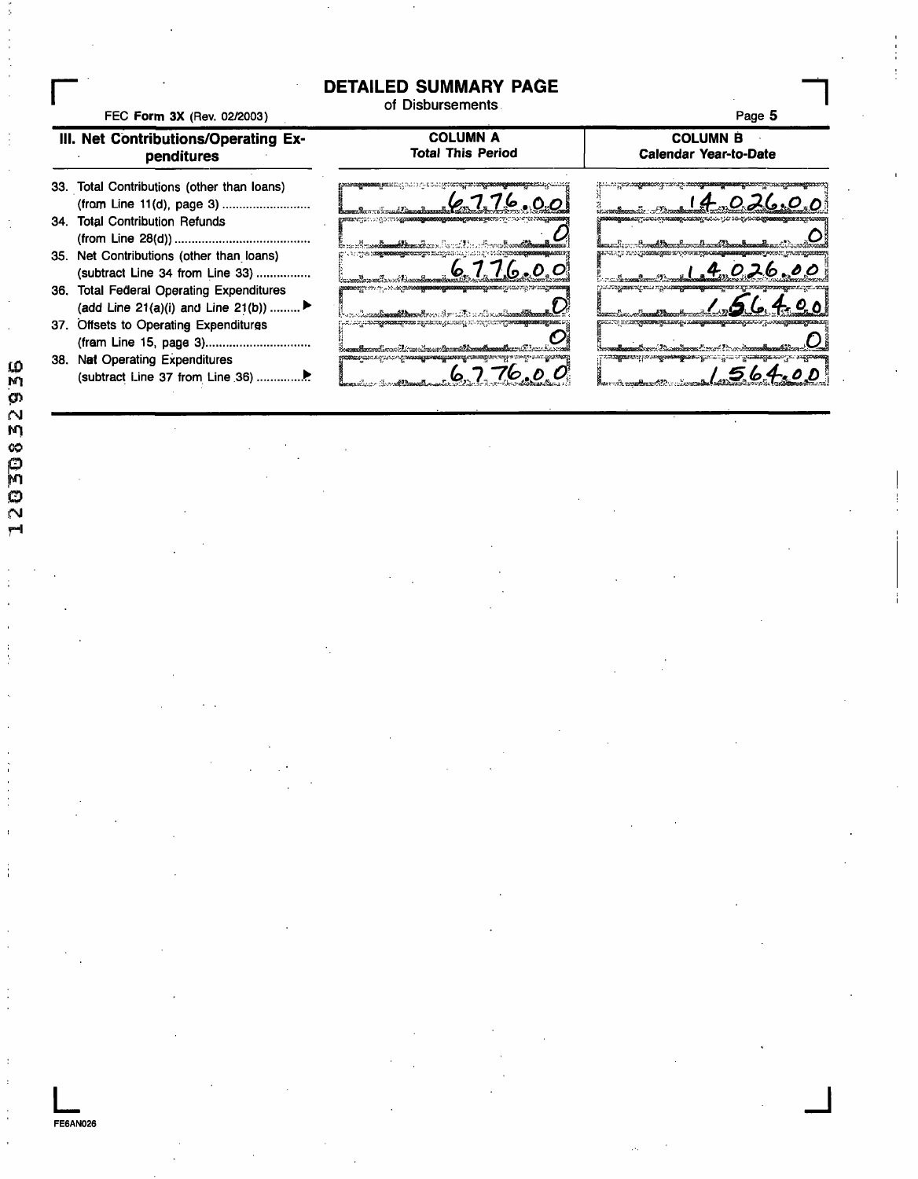# DETAILED SUMMARY PAGE

of Disbursements

FEC **Form 3X** (Rev. 02/2003)

| III. Net Contributions/Operating Expenditures | COLUMN A Total This Period | COLUMN B Calendar Year-to-Date |
|---|---|---|
| 33. Total Contributions (other than loans) (from Line 11(d), page 3) | 6,776.00 | 14,026.00 |
| 34. Total Contribution Refunds (from Line 28(d)) | 0 | 0 |
| 35. Net Contributions (other than loans) (subtract Line 34 from Line 33) | 6,776.00 | 14,026.00 |
| 36. Total Federal Operating Expenditures (add Line 21(a)(i) and Line 21(b)) ▶ | 0 | 1,564.00 |
| 37. Offsets to Operating Expenditures (from Line 15, page 3) | 0 | 0 |
| 38. Net Operating Expenditures (subtract Line 37 from Line 36) ▶ | 6,776.00 | 1,564.00 |

12030832936

FE6AN026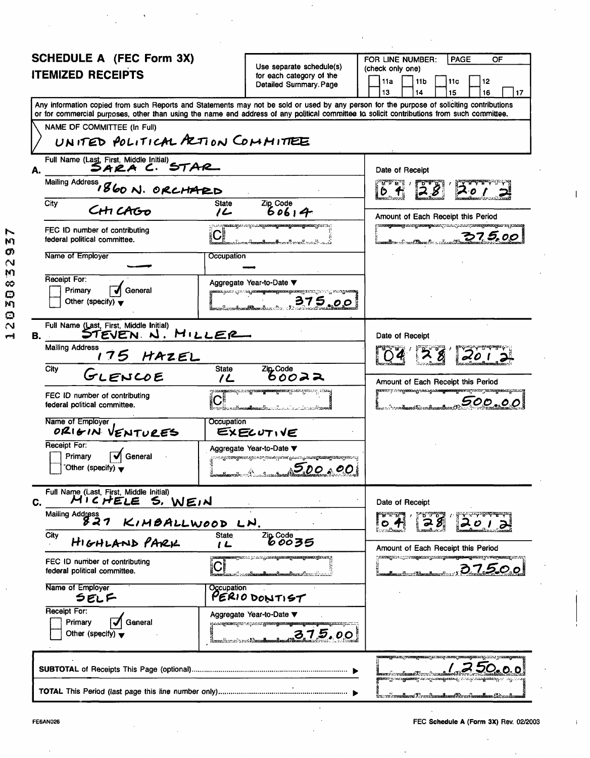# SCHEDULE A (FEC Form 3X)
# ITEMIZED RECEIPTS

Use separate schedule(s) for each category of the Detailed Summary Page

FOR LINE NUMBER: (check only one)
[ ] 11a [ ] 11b [ ] 11c [ ] 12
[ ] 13 [ ] 14 [ ] 15 [ ] 16 [ ] 17

PAGE OF

Any information copied from such Reports and Statements may not be sold or used by any person for the purpose of soliciting contributions or for commercial purposes, other than using the name and address of any political committee to solicit contributions from such committee.

NAME OF COMMITTEE (In Full)
UNITED POLITICAL ACTION COMMITTEE

---

**A.** Full Name (Last, First, Middle Initial): SARA C. STAR

Mailing Address: 1860 N. ORCHARD

City: CHICAGO | State: IL | Zip Code: 60614

FEC ID number of contributing federal political committee: C

Name of Employer: — | Occupation: —

Receipt For: [ ] Primary [✓] General [ ] Other (specify)

Aggregate Year-to-Date: 375.00

Date of Receipt: 04 / 28 / 2012

Amount of Each Receipt this Period: 375.00

---

**B.** Full Name (Last, First, Middle Initial): STEVEN N. MILLER

Mailing Address: 175 HAZEL

City: GLENCOE | State: IL | Zip Code: 60022

FEC ID number of contributing federal political committee: C

Name of Employer: ORIGIN VENTURES | Occupation: EXECUTIVE

Receipt For: [ ] Primary [✓] General [ ] Other (specify)

Aggregate Year-to-Date: 500.00

Date of Receipt: 04 / 28 / 2012

Amount of Each Receipt this Period: 500.00

---

**C.** Full Name (Last, First, Middle Initial): MICHELE S. WEIN

Mailing Address: 827 KIMBALLWOOD LN.

City: HIGHLAND PARK | State: IL | Zip Code: 60035

FEC ID number of contributing federal political committee: C

Name of Employer: SELF | Occupation: PERIODONTIST

Receipt For: [ ] Primary [✓] General [ ] Other (specify)

Aggregate Year-to-Date: 375.00

Date of Receipt: 04 / 28 / 2012

Amount of Each Receipt this Period: 375.00

---

SUBTOTAL of Receipts This Page (optional): 1,250.00

TOTAL This Period (last page this line number only):

FE6AN026

FEC Schedule A (Form 3X) Rev. 02/2003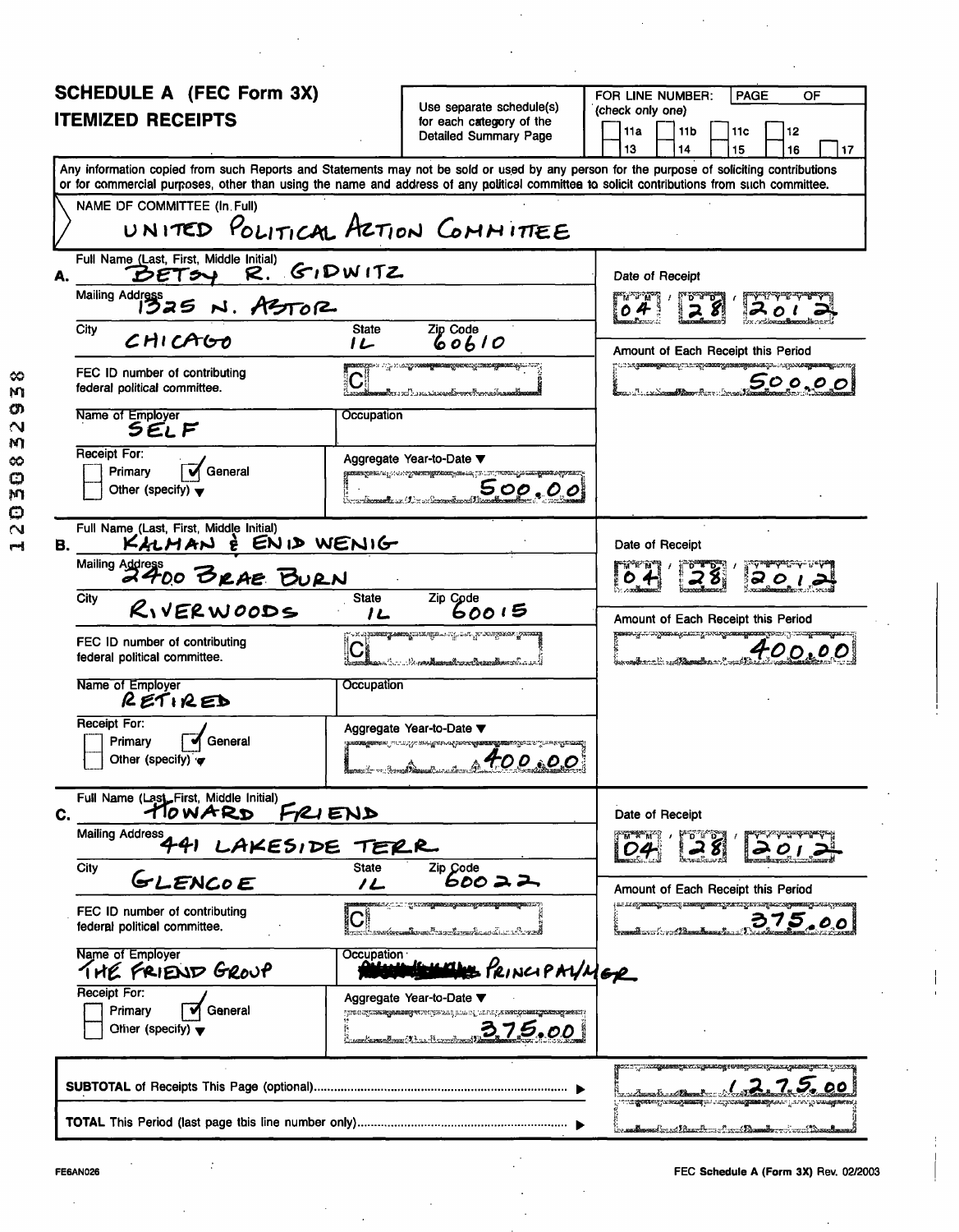## SCHEDULE A (FEC Form 3X)
## ITEMIZED RECEIPTS

Use separate schedule(s) for each category of the Detailed Summary Page

FOR LINE NUMBER: (check only one) PAGE OF

11a 11b 11c 12 13 14 15 16 17

Any information copied from such Reports and Statements may not be sold or used by any person for the purpose of soliciting contributions or for commercial purposes, other than using the name and address of any political committee to solicit contributions from such committee.

NAME OF COMMITTEE (In Full)

UNITED POLITICAL ACTION COMMITTEE

---

**A.** Full Name (Last, First, Middle Initial): BETSY R. GIDWITZ

Mailing Address: 1325 N. ASTOR

City: CHICAGO | State: IL | Zip Code: 60610

FEC ID number of contributing federal political committee: C

Name of Employer: SELF | Occupation:

Receipt For: ☐ Primary ☑ General ☐ Other (specify)

Date of Receipt: 04 / 28 / 2012

Amount of Each Receipt this Period: 500.00

Aggregate Year-to-Date: 500.00

---

**B.** Full Name (Last, First, Middle Initial): KALMAN & ENID WENIG

Mailing Address: 2400 BRAE BURN

City: RIVERWOODS | State: IL | Zip Code: 60015

FEC ID number of contributing federal political committee: C

Name of Employer: RETIRED | Occupation:

Receipt For: ☐ Primary ☑ General ☐ Other (specify)

Date of Receipt: 04 / 28 / 2012

Amount of Each Receipt this Period: 400.00

Aggregate Year-to-Date: 400.00

---

**C.** Full Name (Last, First, Middle Initial): HOWARD FRIEND

Mailing Address: 441 LAKESIDE TERR

City: GLENCOE | State: IL | Zip Code: 60022

FEC ID number of contributing federal political committee: C

Name of Employer: THE FRIEND GROUP | Occupation: PRINCIPAL/MGR

Receipt For: ☐ Primary ☑ General ☐ Other (specify)

Date of Receipt: 04 / 28 / 2012

Amount of Each Receipt this Period: 375.00

Aggregate Year-to-Date: 375.00

---

**SUBTOTAL** of Receipts This Page (optional): 1,275.00

**TOTAL** This Period (last page this line number only):

FE6AN026 — FEC **Schedule A (Form 3X)** Rev. 02/2003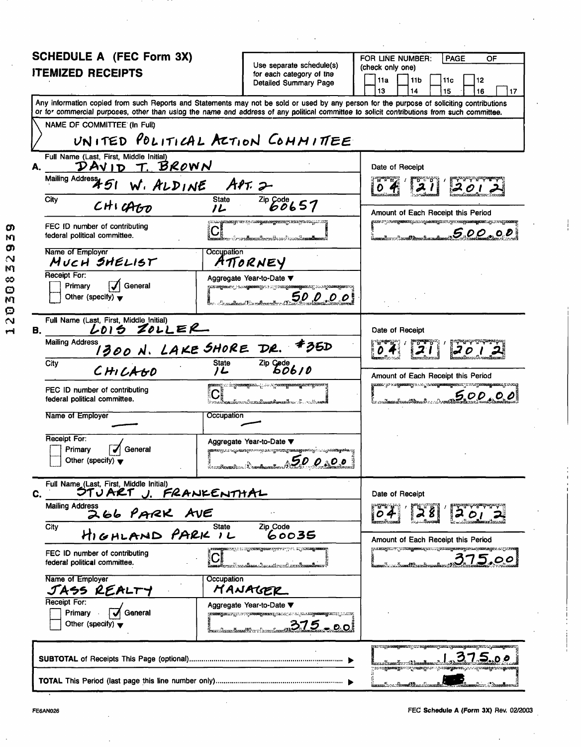# SCHEDULE A (FEC Form 3X) ITEMIZED RECEIPTS

Use separate schedule(s) for each category of the Detailed Summary Page

FOR LINE NUMBER: (check only one)
☐ 11a ☐ 11b ☐ 11c ☐ 12
☐ 13 ☐ 14 ☐ 15 ☐ 16 ☐ 17

PAGE OF

Any information copied from such Reports and Statements may not be sold or used by any person for the purpose of soliciting contributions or for commercial purposes, other than using the name and address of any political committee to solicit contributions from such committee.

NAME OF COMMITTEE (In Full)
UNITED POLITICAL ACTION COMMITTEE

**A.** Full Name (Last, First, Middle Initial): DAVID T. BROWN
Mailing Address: 451 W. ALDINE APT. 2
City: CHICAGO State: IL Zip Code: 60657
FEC ID number of contributing federal political committee: C
Name of Employer: MUCH SHELIST
Occupation: ATTORNEY
Receipt For: ☐ Primary ☑ General ☐ Other (specify)
Date of Receipt: 04 / 21 / 2012
Amount of Each Receipt this Period: 500.00
Aggregate Year-to-Date: 500.00

**B.** Full Name (Last, First, Middle Initial): LOIS ZOLLER
Mailing Address: 1300 N. LAKE SHORE DR. #35D
City: CHICAGO State: IL Zip Code: 60610
FEC ID number of contributing federal political committee: C
Name of Employer: —
Occupation: —
Receipt For: ☐ Primary ☑ General ☐ Other (specify)
Date of Receipt: 04 / 21 / 2012
Amount of Each Receipt this Period: 500.00
Aggregate Year-to-Date: 500.00

**C.** Full Name (Last, First, Middle Initial): STUART J. FRANKENTHAL
Mailing Address: 266 PARK AVE
City: HIGHLAND PARK State: IL Zip Code: 60035
FEC ID number of contributing federal political committee: C
Name of Employer: JASS REALTY
Occupation: MANAGER
Receipt For: ☐ Primary ☑ General ☐ Other (specify)
Date of Receipt: 04 / 28 / 2012
Amount of Each Receipt this Period: 375.00
Aggregate Year-to-Date: 375.00

SUBTOTAL of Receipts This Page (optional): 1,375.00

TOTAL This Period (last page this line number only):

FE6AN026

FEC Schedule A (Form 3X) Rev. 02/2003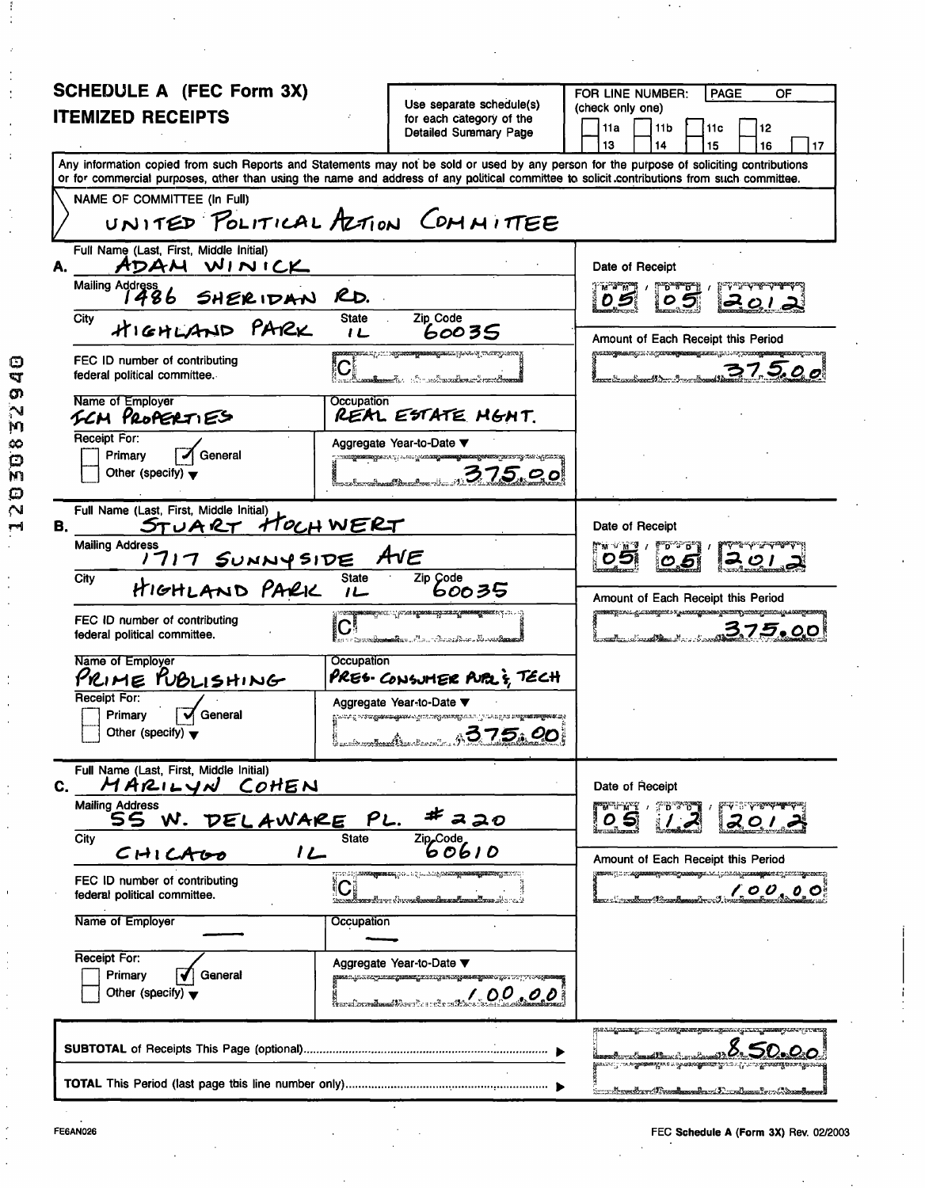# SCHEDULE A (FEC Form 3X)
## ITEMIZED RECEIPTS

Use separate schedule(s) for each category of the Detailed Summary Page

FOR LINE NUMBER: (check only one)

☐ 11a ☐ 11b ☐ 11c ☐ 12
☐ 13 ☐ 14 ☐ 15 ☐ 16 ☐ 17

PAGE OF

Any information copied from such Reports and Statements may not be sold or used by any person for the purpose of soliciting contributions or for commercial purposes, other than using the name and address of any political committee to solicit contributions from such committee.

NAME OF COMMITTEE (In Full)

UNITED POLITICAL ACTION COMMITTEE

---

**A.** Full Name (Last, First, Middle Initial): ADAM WINICK

Mailing Address: 1486 SHERIDAN RD.

City: HIGHLAND PARK | State: IL | Zip Code: 60035

FEC ID number of contributing federal political committee: C

Name of Employer: FCM PROPERTIES

Occupation: REAL ESTATE MGMT.

Receipt For: ☐ Primary ☑ General ☐ Other (specify)

Aggregate Year-to-Date: 375.00

Date of Receipt: 05 / 05 / 2012

Amount of Each Receipt this Period: 375.00

---

**B.** Full Name (Last, First, Middle Initial): STUART HOCHWERT

Mailing Address: 1717 SUNNYSIDE AVE

City: HIGHLAND PARK | State: IL | Zip Code: 60035

FEC ID number of contributing federal political committee: C

Name of Employer: PRIME PUBLISHING

Occupation: PRES. CONSUMER PUBL. & TECH

Receipt For: ☐ Primary ☑ General ☐ Other (specify)

Aggregate Year-to-Date: 375.00

Date of Receipt: 05 / 05 / 2012

Amount of Each Receipt this Period: 375.00

---

**C.** Full Name (Last, First, Middle Initial): MARILYN COHEN

Mailing Address: 55 W. DELAWARE PL. #220

City: CHICAGO | State: IL | Zip Code: 60610

FEC ID number of contributing federal political committee: C

Name of Employer: —

Occupation: —

Receipt For: ☐ Primary ☑ General ☐ Other (specify)

Aggregate Year-to-Date: 100.00

Date of Receipt: 05 / 12 / 2012

Amount of Each Receipt this Period: 100.00

---

**SUBTOTAL** of Receipts This Page (optional): 850.00

**TOTAL** This Period (last page this line number only):

FE6AN026

FEC **Schedule A (Form 3X)** Rev. 02/2003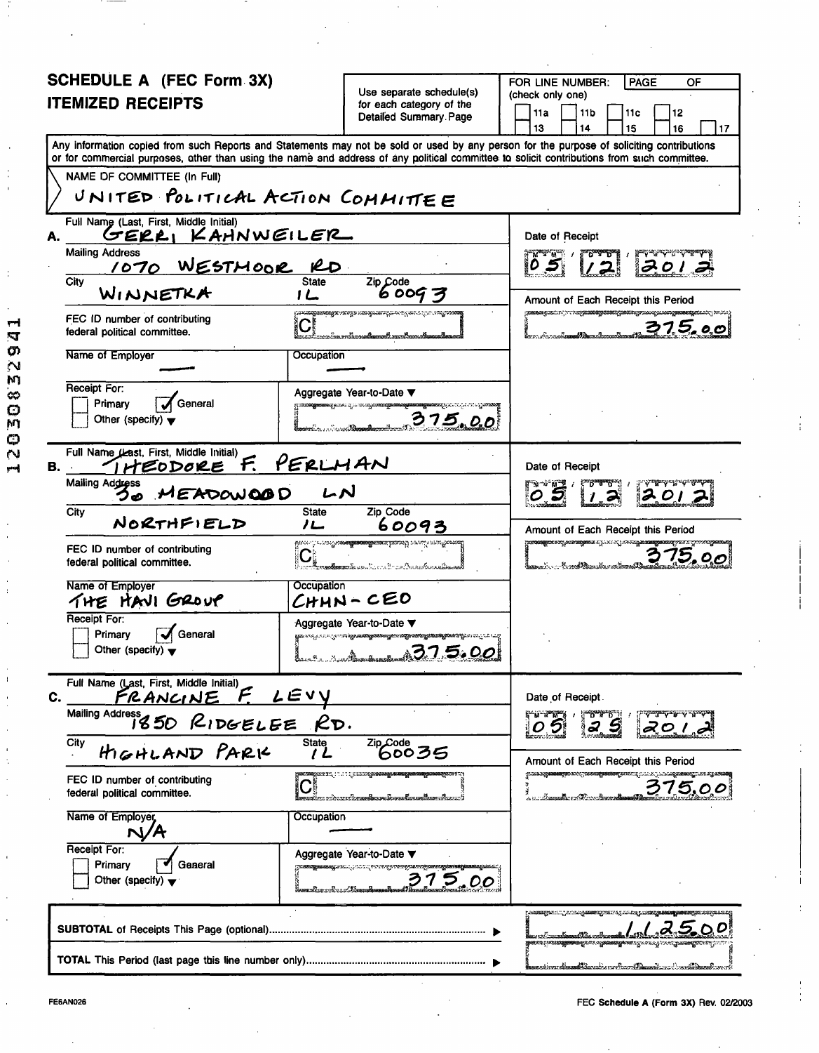## SCHEDULE A (FEC Form 3X)
## ITEMIZED RECEIPTS

Use separate schedule(s) for each category of the Detailed Summary Page

FOR LINE NUMBER: (check only one)

[ ] 11a [ ] 11b [ ] 11c [ ] 12 [ ] 13 [ ] 14 [ ] 15 [ ] 16 [ ] 17

PAGE OF

Any information copied from such Reports and Statements may not be sold or used by any person for the purpose of soliciting contributions or for commercial purposes, other than using the name and address of any political committee to solicit contributions from such committee.

NAME OF COMMITTEE (In Full)

UNITED POLITICAL ACTION COMMITTEE

---

**A.** Full Name (Last, First, Middle Initial): GERRI KAHNWEILER

Mailing Address: 1070 WESTMOOR RD

City: WINNETKA | State: IL | Zip Code: 60093

FEC ID number of contributing federal political committee: C

Name of Employer: — | Occupation: —

Receipt For: [ ] Primary [✓] General [ ] Other (specify)

Date of Receipt: 05 / 12 / 2012

Amount of Each Receipt this Period: 375.00

Aggregate Year-to-Date: 375.00

---

**B.** Full Name (Last, First, Middle Initial): THEODORE F. PERLMAN

Mailing Address: 30 MEADOWOOD LN

City: NORTHFIELD | State: IL | Zip Code: 60093

FEC ID number of contributing federal political committee: C

Name of Employer: THE HAVI GROUP | Occupation: CHMN - CEO

Receipt For: [ ] Primary [✓] General [ ] Other (specify)

Date of Receipt: 05 / 12 / 2012

Amount of Each Receipt this Period: 375.00

Aggregate Year-to-Date: 375.00

---

**C.** Full Name (Last, First, Middle Initial): FRANCINE F. LEVY

Mailing Address: 1850 RIDGELEE RD.

City: HIGHLAND PARK | State: IL | Zip Code: 60035

FEC ID number of contributing federal political committee: C

Name of Employer: N/A | Occupation: —

Receipt For: [ ] Primary [✓] General [ ] Other (specify)

Date of Receipt: 05 / 25 / 2012

Amount of Each Receipt this Period: 375.00

Aggregate Year-to-Date: 375.00

---

SUBTOTAL of Receipts This Page (optional): 1,125.00

TOTAL This Period (last page this line number only):

FE6AN026

FEC Schedule A (Form 3X) Rev. 02/2003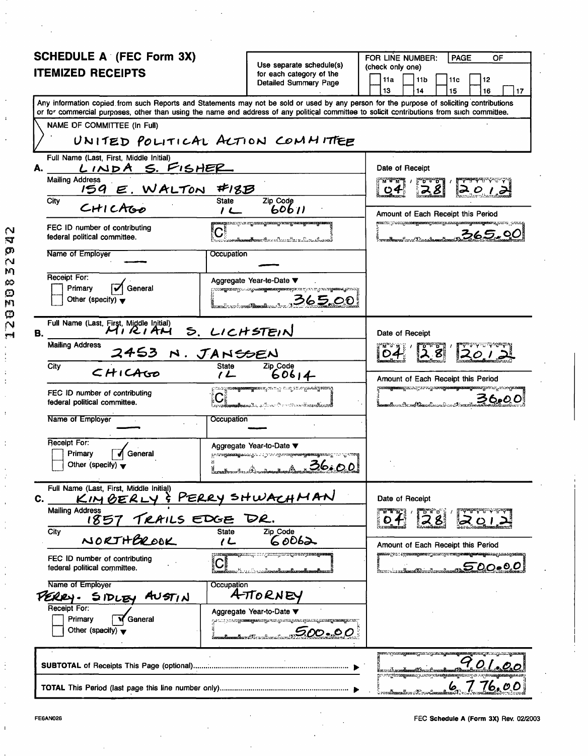## SCHEDULE A (FEC Form 3X)
## ITEMIZED RECEIPTS

Use separate schedule(s) for each category of the Detailed Summary Page

FOR LINE NUMBER: (check only one) PAGE OF

11a | 11b | 11c | 12 | 13 | 14 | 15 | 16 | 17

Any information copied from such Reports and Statements may not be sold or used by any person for the purpose of soliciting contributions or for commercial purposes, other than using the name and address of any political committee to solicit contributions from such committee.

NAME OF COMMITTEE (In Full)

UNITED POLITICAL ACTION COMMITTEE

---

**A.** Full Name (Last, First, Middle Initial): LINDA S. FISHER

Mailing Address: 159 E. WALTON #18B

City: CHICAGO | State: IL | Zip Code: 60611

FEC ID number of contributing federal political committee: C

Name of Employer: — | Occupation: —

Receipt For: ☐ Primary ☑ General ☐ Other (specify)

Aggregate Year-to-Date: 365.00

Date of Receipt: 04 / 28 / 2012

Amount of Each Receipt this Period: 365.00

---

**B.** Full Name (Last, First, Middle Initial): MIRIAM S. LICHSTEIN

Mailing Address: 2453 N. JANSSEN

City: CHICAGO | State: IL | Zip Code: 60614

FEC ID number of contributing federal political committee: C

Name of Employer: — | Occupation: —

Receipt For: ☐ Primary ☑ General ☐ Other (specify)

Aggregate Year-to-Date: 36.00

Date of Receipt: 04 / 28 / 2012

Amount of Each Receipt this Period: 36.00

---

**C.** Full Name (Last, First, Middle Initial): KIMBERLY & PERRY SHWACHMAN

Mailing Address: 1857 TRAILS EDGE DR.

City: NORTHBROOK | State: IL | Zip Code: 60062

FEC ID number of contributing federal political committee: C

Name of Employer: PERRY - SIDLEY AUSTIN | Occupation: ATTORNEY

Receipt For: ☐ Primary ☑ General ☐ Other (specify)

Aggregate Year-to-Date: 500.00

Date of Receipt: 04 / 28 / 2012

Amount of Each Receipt this Period: 500.00

---

**SUBTOTAL** of Receipts This Page (optional): 901.00

**TOTAL** This Period (last page this line number only): 6,776.00

FE6AN026 FEC **Schedule A (Form 3X)** Rev. 02/2003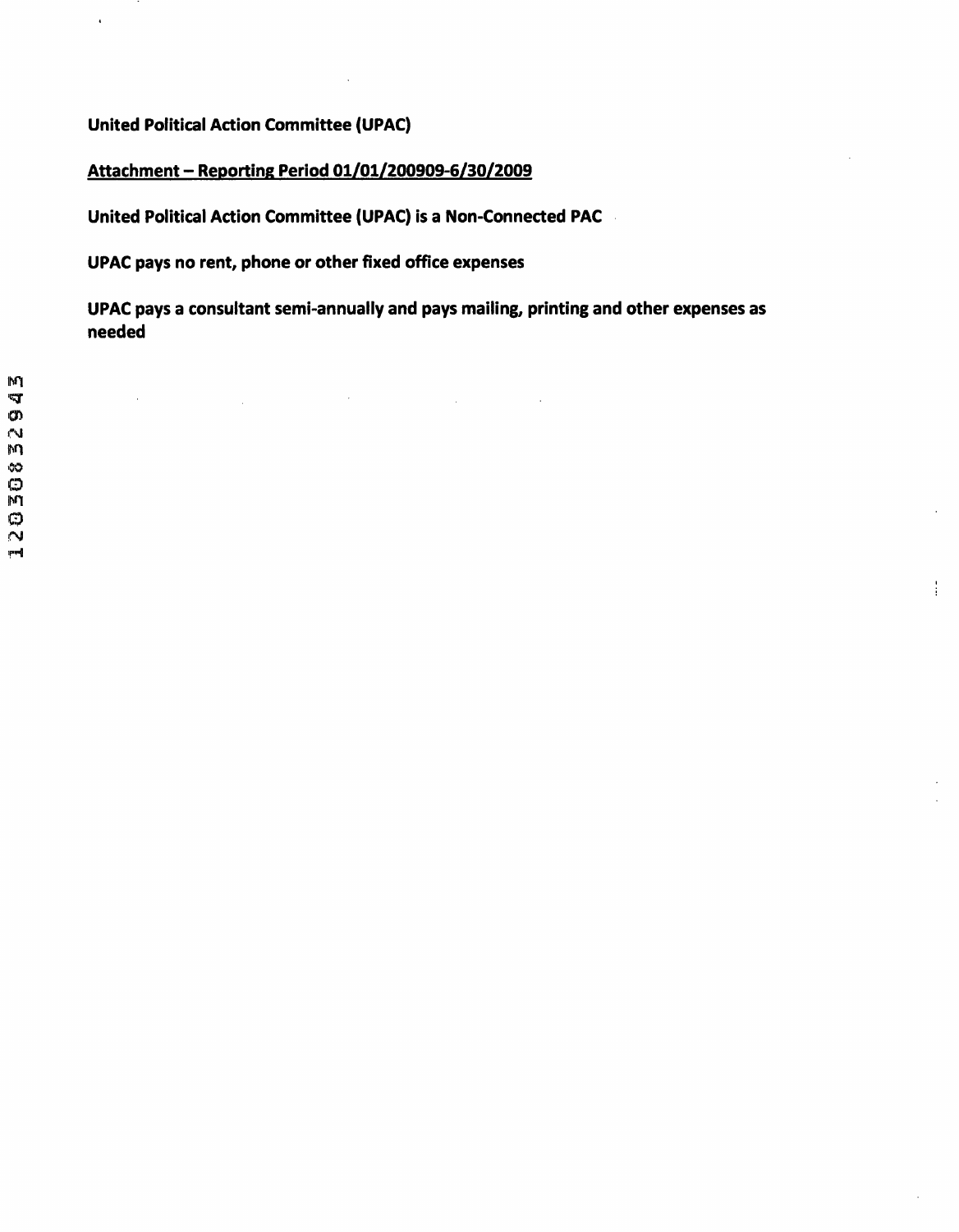**United Political Action Committee (UPAC)**

**<u>Attachment – Reporting Period 01/01/200909-6/30/2009</u>**

**United Political Action Committee (UPAC) is a Non-Connected PAC**

**UPAC pays no rent, phone or other fixed office expenses**

**UPAC pays a consultant semi-annually and pays mailing, printing and other expenses as needed**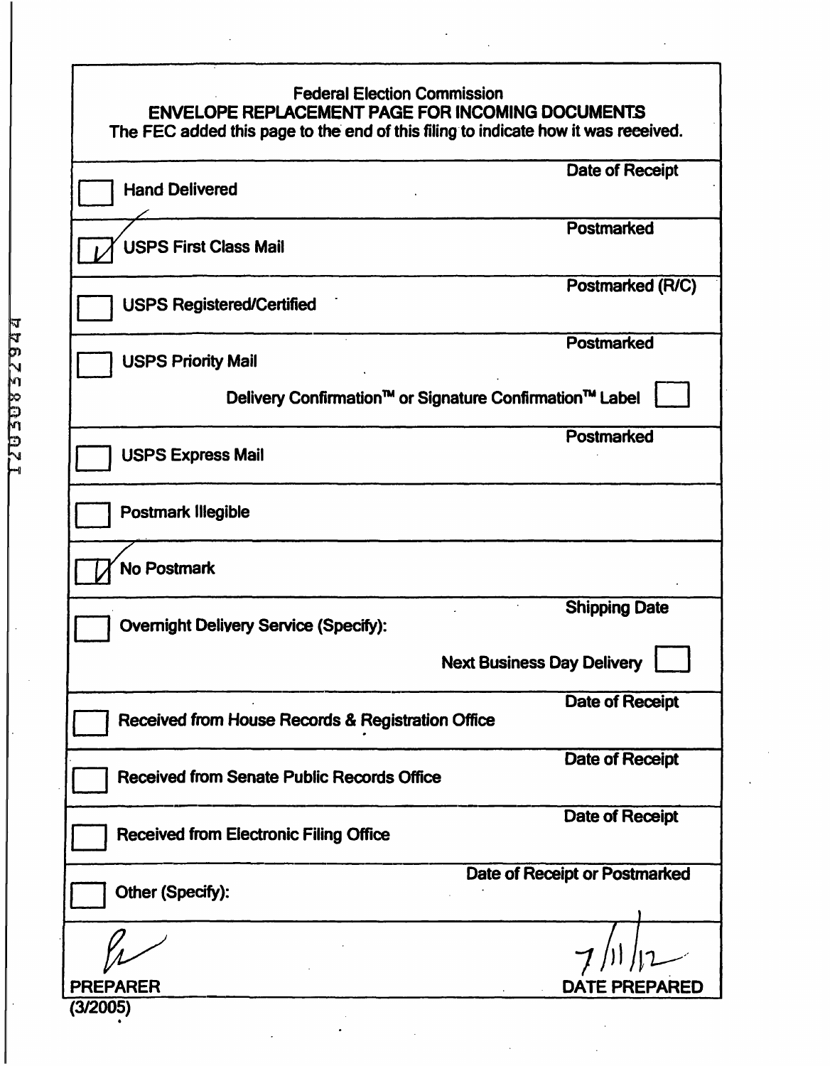Federal Election Commission

**ENVELOPE REPLACEMENT PAGE FOR INCOMING DOCUMENTS**

The FEC added this page to the end of this filing to indicate how it was received.

| | | |
|---|---|---|
| [ ] | Hand Delivered | Date of Receipt |
| [✓] | USPS First Class Mail | Postmarked |
| [ ] | USPS Registered/Certified | Postmarked (R/C) |
| [ ] | USPS Priority Mail<br>Delivery Confirmation™ or Signature Confirmation™ Label [ ] | Postmarked |
| [ ] | USPS Express Mail | Postmarked |
| [ ] | Postmark Illegible | |
| [✓] | No Postmark | |
| [ ] | Overnight Delivery Service (Specify):<br>Next Business Day Delivery [ ] | Shipping Date |
| [ ] | Received from House Records & Registration Office | Date of Receipt |
| [ ] | Received from Senate Public Records Office | Date of Receipt |
| [ ] | Received from Electronic Filing Office | Date of Receipt |
| [ ] | Other (Specify): | Date of Receipt or Postmarked |

PREPARER: [signature]

DATE PREPARED: 7/11/12

(3/2005)

12030852944